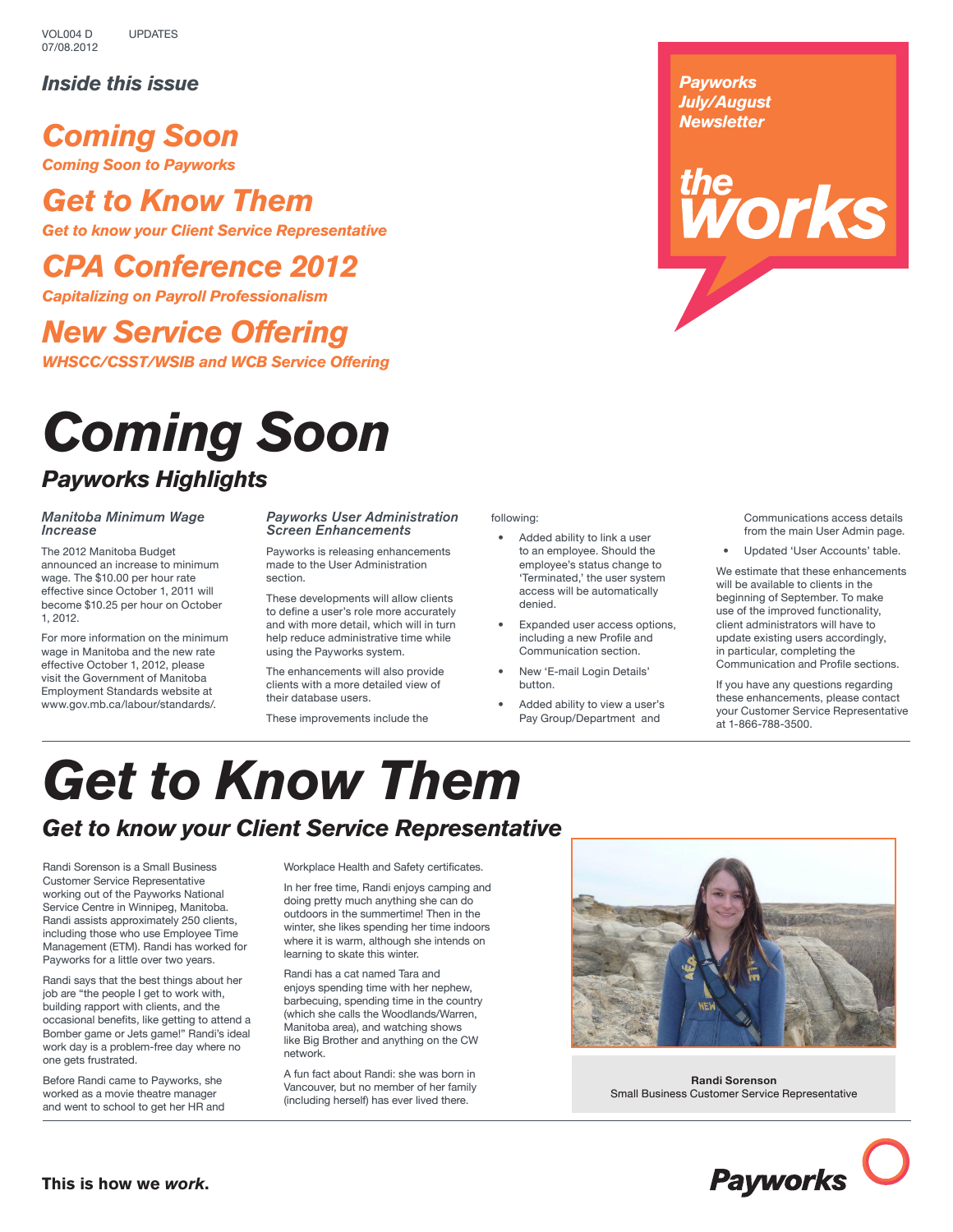VOL004 D UPDATES
07/08.2012

**Payworks July/August Newsletter**

# the works

*Inside this issue*

**Coming Soon**
*Coming Soon to Payworks*

**Get to Know Them**
*Get to know your Client Service Representative*

**CPA Conference 2012**
*Capitalizing on Payroll Professionalism*

**New Service Offering**
*WHSCC/CSST/WSIB and WCB Service Offering*

# Coming Soon

## Payworks Highlights

### Manitoba Minimum Wage Increase

The 2012 Manitoba Budget announced an increase to minimum wage. The $10.00 per hour rate effective since October 1, 2011 will become $10.25 per hour on October 1, 2012.

For more information on the minimum wage in Manitoba and the new rate effective October 1, 2012, please visit the Government of Manitoba Employment Standards website at www.gov.mb.ca/labour/standards/.

### Payworks User Administration Screen Enhancements

Payworks is releasing enhancements made to the User Administration section.

These developments will allow clients to define a user's role more accurately and with more detail, which will in turn help reduce administrative time while using the Payworks system.

The enhancements will also provide clients with a more detailed view of their database users.

These improvements include the following:

- Added ability to link a user to an employee. Should the employee's status change to 'Terminated,' the user system access will be automatically denied.
- Expanded user access options, including a new Profile and Communication section.
- New 'E-mail Login Details' button.
- Added ability to view a user's Pay Group/Department and Communications access details from the main User Admin page.
- Updated 'User Accounts' table.

We estimate that these enhancements will be available to clients in the beginning of September. To make use of the improved functionality, client administrators will have to update existing users accordingly, in particular, completing the Communication and Profile sections.

If you have any questions regarding these enhancements, please contact your Customer Service Representative at 1-866-788-3500.

# Get to Know Them

## Get to know your Client Service Representative

Randi Sorenson is a Small Business Customer Service Representative working out of the Payworks National Service Centre in Winnipeg, Manitoba. Randi assists approximately 250 clients, including those who use Employee Time Management (ETM). Randi has worked for Payworks for a little over two years.

Randi says that the best things about her job are "the people I get to work with, building rapport with clients, and the occasional benefits, like getting to attend a Bomber game or Jets game!" Randi's ideal work day is a problem-free day where no one gets frustrated.

Before Randi came to Payworks, she worked as a movie theatre manager and went to school to get her HR and Workplace Health and Safety certificates.

In her free time, Randi enjoys camping and doing pretty much anything she can do outdoors in the summertime! Then in the winter, she likes spending her time indoors where it is warm, although she intends on learning to skate this winter.

Randi has a cat named Tara and enjoys spending time with her nephew, barbecuing, spending time in the country (which she calls the Woodlands/Warren, Manitoba area), and watching shows like Big Brother and anything on the CW network.

A fun fact about Randi: she was born in Vancouver, but no member of her family (including herself) has ever lived there.

**Randi Sorenson**
Small Business Customer Service Representative

**This is how we *work*.**

Payworks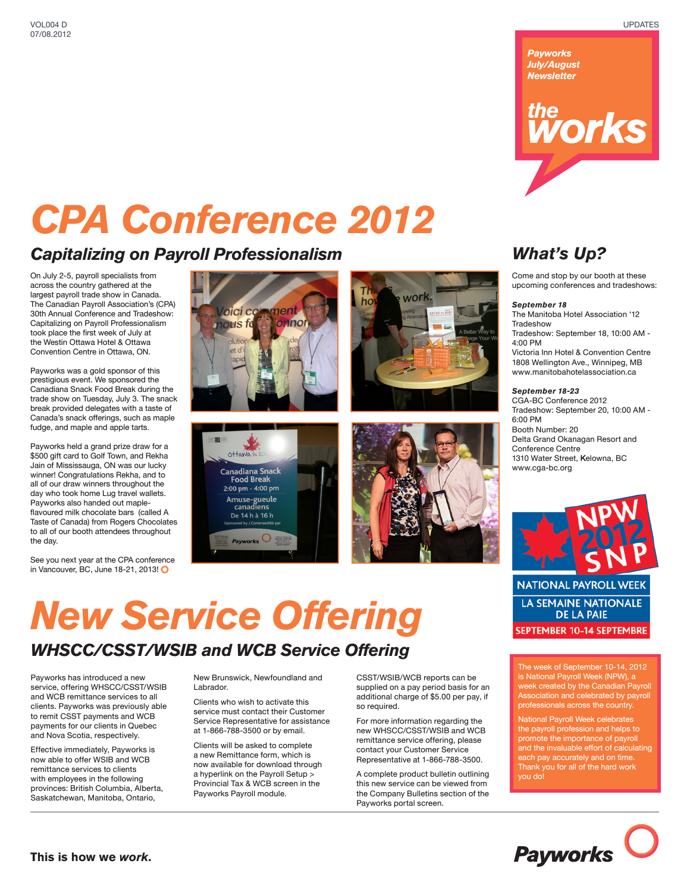Payworks July/August Newsletter

the works

# CPA Conference 2012

## Capitalizing on Payroll Professionalism

On July 2-5, payroll specialists from across the country gathered at the largest payroll trade show in Canada. The Canadian Payroll Association's (CPA) 30th Annual Conference and Tradeshow: Capitalizing on Payroll Professionalism took place the first week of July at the Westin Ottawa Hotel & Ottawa Convention Centre in Ottawa, ON.

Payworks was a gold sponsor of this prestigious event. We sponsored the Canadiana Snack Food Break during the trade show on Tuesday, July 3. The snack break provided delegates with a taste of Canada's snack offerings, such as maple fudge, and maple and apple tarts.

Payworks held a grand prize draw for a $500 gift card to Golf Town, and Rekha Jain of Mississauga, ON was our lucky winner! Congratulations Rekha, and to all of our draw winners throughout the day who took home Lug travel wallets. Payworks also handed out maple-flavoured milk chocolate bars (called A Taste of Canada) from Rogers Chocolates to all of our booth attendees throughout the day.

See you next year at the CPA conference in Vancouver, BC, June 18-21, 2013!

## What's Up?

Come and stop by our booth at these upcoming conferences and tradeshows:

***September 18***
The Manitoba Hotel Association '12 Tradeshow
Tradeshow: September 18, 10:00 AM - 4:00 PM
Victoria Inn Hotel & Convention Centre
1808 Wellington Ave., Winnipeg, MB
www.manitobahotelassociation.ca

***September 18-23***
CGA-BC Conference 2012
Tradeshow: September 20, 10:00 AM - 6:00 PM
Booth Number: 20
Delta Grand Okanagan Resort and Conference Centre
1310 Water Street, Kelowna, BC
www.cga-bc.org

NPW 2012 SNP
NATIONAL PAYROLL WEEK
LA SEMAINE NATIONALE DE LA PAIE
SEPTEMBER 10-14 SEPTEMBRE

The week of September 10-14, 2012 is National Payroll Week (NPW), a week created by the Canadian Payroll Association and celebrated by payroll professionals across the country.

National Payroll Week celebrates the payroll profession and helps to promote the importance of payroll and the invaluable effort of calculating each pay accurately and on time. Thank you for all of the hard work you do!

# New Service Offering

## WHSCC/CSST/WSIB and WCB Service Offering

Payworks has introduced a new service, offering WHSCC/CSST/WSIB and WCB remittance services to all clients. Payworks was previously able to remit CSST payments and WCB payments for our clients in Quebec and Nova Scotia, respectively.

Effective immediately, Payworks is now able to offer WSIB and WCB remittance services to clients with employees in the following provinces: British Columbia, Alberta, Saskatchewan, Manitoba, Ontario, New Brunswick, Newfoundland and Labrador.

Clients who wish to activate this service must contact their Customer Service Representative for assistance at 1-866-788-3500 or by email.

Clients will be asked to complete a new Remittance form, which is now available for download through a hyperlink on the Payroll Setup > Provincial Tax & WCB screen in the Payworks Payroll module.

CSST/WSIB/WCB reports can be supplied on a pay period basis for an additional charge of $5.00 per pay, if so required.

For more information regarding the new WHSCC/CSST/WSIB and WCB remittance service offering, please contact your Customer Service Representative at 1-866-788-3500.

A complete product bulletin outlining this new service can be viewed from the Company Bulletins section of the Payworks portal screen.

**This is how we *work*.**

Payworks